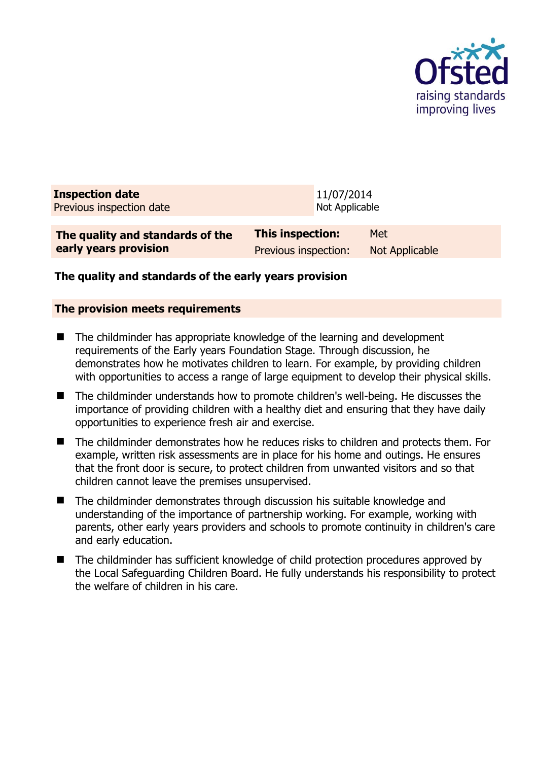| **Inspection date** | 11/07/2014 |
|---|---|
| Previous inspection date | Not Applicable |

| **The quality and standards of the early years provision** | **This inspection:** | Met |
|---|---|---|
| | Previous inspection: | Not Applicable |

**The quality and standards of the early years provision**

**The provision meets requirements**

- The childminder has appropriate knowledge of the learning and development requirements of the Early years Foundation Stage. Through discussion, he demonstrates how he motivates children to learn. For example, by providing children with opportunities to access a range of large equipment to develop their physical skills.
- The childminder understands how to promote children's well-being. He discusses the importance of providing children with a healthy diet and ensuring that they have daily opportunities to experience fresh air and exercise.
- The childminder demonstrates how he reduces risks to children and protects them. For example, written risk assessments are in place for his home and outings. He ensures that the front door is secure, to protect children from unwanted visitors and so that children cannot leave the premises unsupervised.
- The childminder demonstrates through discussion his suitable knowledge and understanding of the importance of partnership working. For example, working with parents, other early years providers and schools to promote continuity in children's care and early education.
- The childminder has sufficient knowledge of child protection procedures approved by the Local Safeguarding Children Board. He fully understands his responsibility to protect the welfare of children in his care.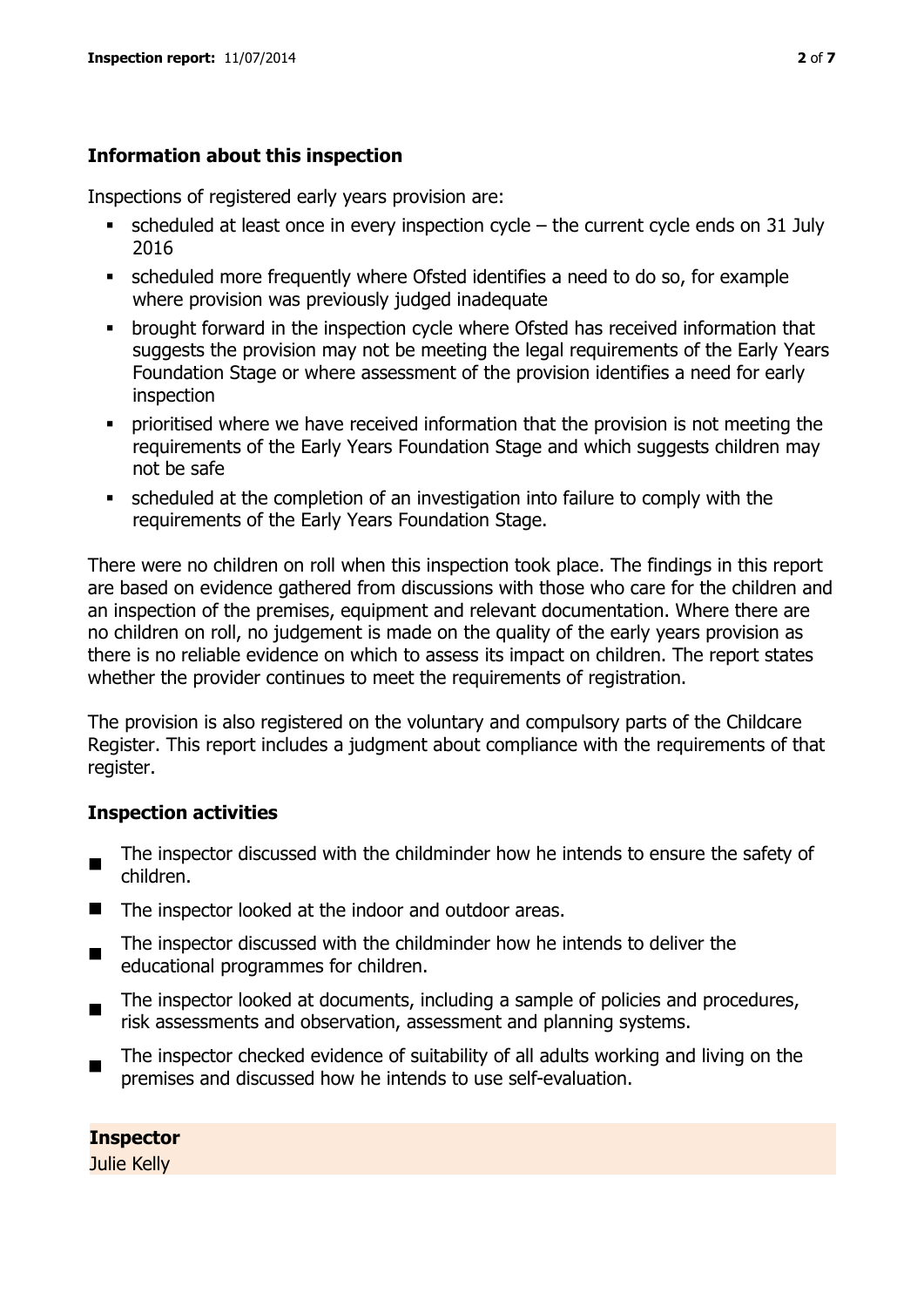### Information about this inspection

Inspections of registered early years provision are:

- scheduled at least once in every inspection cycle – the current cycle ends on 31 July 2016
- scheduled more frequently where Ofsted identifies a need to do so, for example where provision was previously judged inadequate
- brought forward in the inspection cycle where Ofsted has received information that suggests the provision may not be meeting the legal requirements of the Early Years Foundation Stage or where assessment of the provision identifies a need for early inspection
- prioritised where we have received information that the provision is not meeting the requirements of the Early Years Foundation Stage and which suggests children may not be safe
- scheduled at the completion of an investigation into failure to comply with the requirements of the Early Years Foundation Stage.

There were no children on roll when this inspection took place. The findings in this report are based on evidence gathered from discussions with those who care for the children and an inspection of the premises, equipment and relevant documentation. Where there are no children on roll, no judgement is made on the quality of the early years provision as there is no reliable evidence on which to assess its impact on children. The report states whether the provider continues to meet the requirements of registration.

The provision is also registered on the voluntary and compulsory parts of the Childcare Register. This report includes a judgment about compliance with the requirements of that register.

### Inspection activities

- The inspector discussed with the childminder how he intends to ensure the safety of children.
- The inspector looked at the indoor and outdoor areas.
- The inspector discussed with the childminder how he intends to deliver the educational programmes for children.
- The inspector looked at documents, including a sample of policies and procedures, risk assessments and observation, assessment and planning systems.
- The inspector checked evidence of suitability of all adults working and living on the premises and discussed how he intends to use self-evaluation.

**Inspector**

Julie Kelly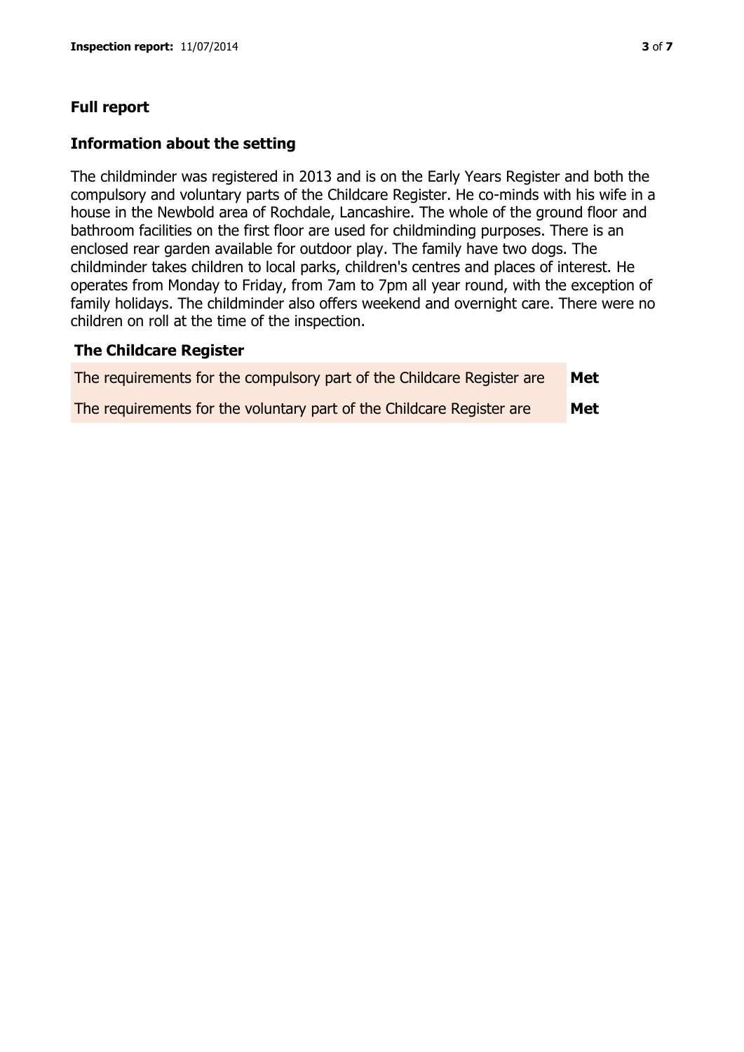## Full report

### Information about the setting

The childminder was registered in 2013 and is on the Early Years Register and both the compulsory and voluntary parts of the Childcare Register. He co-minds with his wife in a house in the Newbold area of Rochdale, Lancashire. The whole of the ground floor and bathroom facilities on the first floor are used for childminding purposes. There is an enclosed rear garden available for outdoor play. The family have two dogs. The childminder takes children to local parks, children's centres and places of interest. He operates from Monday to Friday, from 7am to 7pm all year round, with the exception of family holidays. The childminder also offers weekend and overnight care. There were no children on roll at the time of the inspection.

### The Childcare Register

| | |
|---|---|
| The requirements for the compulsory part of the Childcare Register are | **Met** |
| The requirements for the voluntary part of the Childcare Register are | **Met** |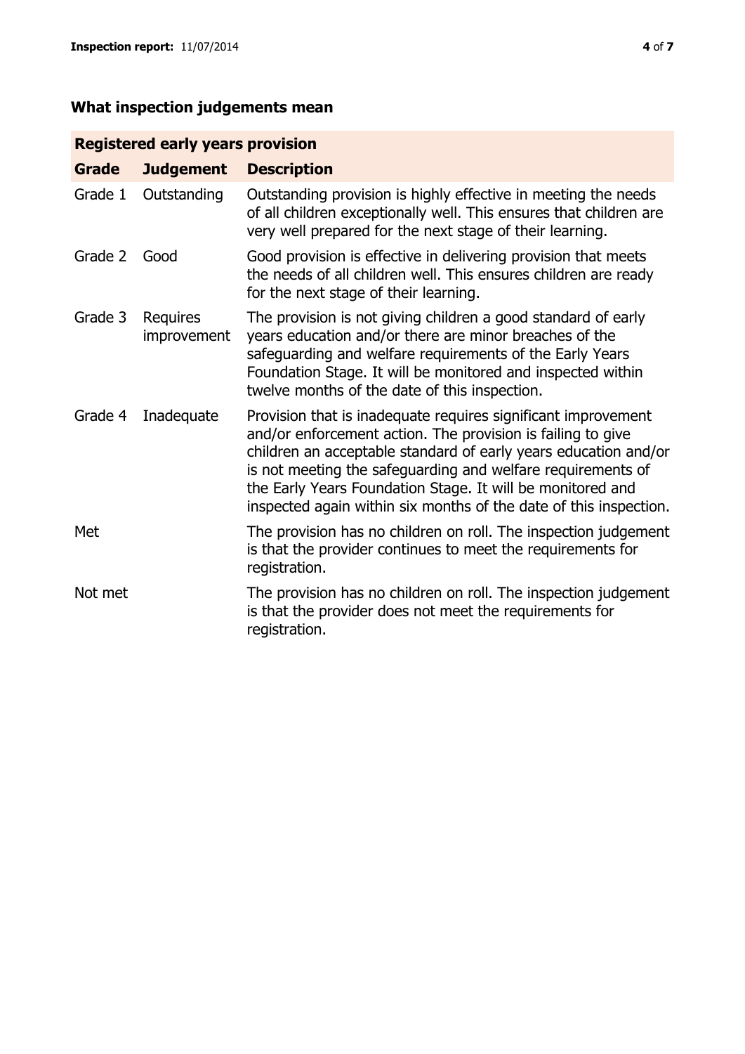## What inspection judgements mean

| Registered early years provision | | |
|---|---|---|
| **Grade** | **Judgement** | **Description** |
| Grade 1 | Outstanding | Outstanding provision is highly effective in meeting the needs of all children exceptionally well. This ensures that children are very well prepared for the next stage of their learning. |
| Grade 2 | Good | Good provision is effective in delivering provision that meets the needs of all children well. This ensures children are ready for the next stage of their learning. |
| Grade 3 | Requires improvement | The provision is not giving children a good standard of early years education and/or there are minor breaches of the safeguarding and welfare requirements of the Early Years Foundation Stage. It will be monitored and inspected within twelve months of the date of this inspection. |
| Grade 4 | Inadequate | Provision that is inadequate requires significant improvement and/or enforcement action. The provision is failing to give children an acceptable standard of early years education and/or is not meeting the safeguarding and welfare requirements of the Early Years Foundation Stage. It will be monitored and inspected again within six months of the date of this inspection. |
| Met | | The provision has no children on roll. The inspection judgement is that the provider continues to meet the requirements for registration. |
| Not met | | The provision has no children on roll. The inspection judgement is that the provider does not meet the requirements for registration. |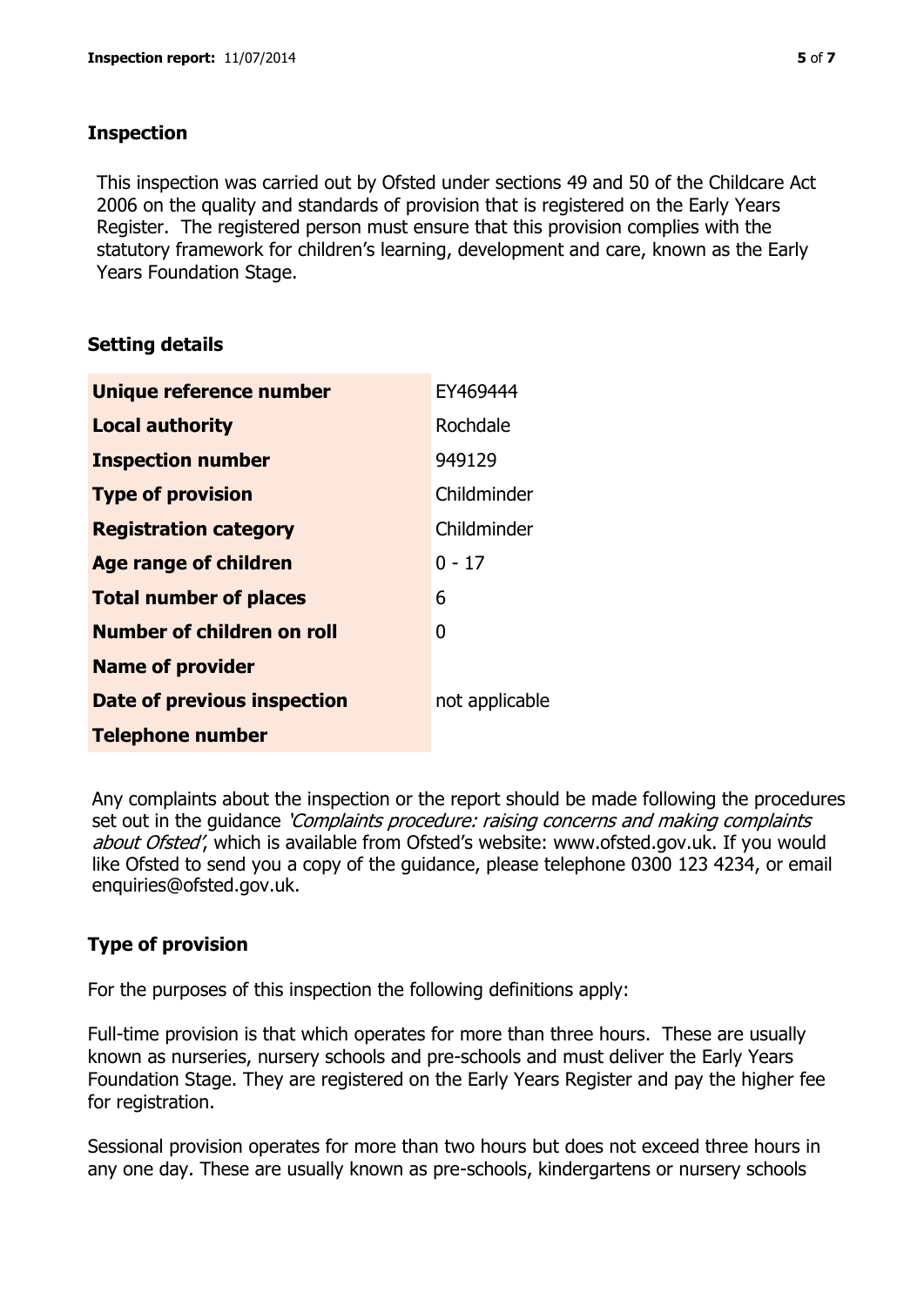## Inspection

This inspection was carried out by Ofsted under sections 49 and 50 of the Childcare Act 2006 on the quality and standards of provision that is registered on the Early Years Register. The registered person must ensure that this provision complies with the statutory framework for children's learning, development and care, known as the Early Years Foundation Stage.

## Setting details

| | |
|---|---|
| **Unique reference number** | EY469444 |
| **Local authority** | Rochdale |
| **Inspection number** | 949129 |
| **Type of provision** | Childminder |
| **Registration category** | Childminder |
| **Age range of children** | 0 - 17 |
| **Total number of places** | 6 |
| **Number of children on roll** | 0 |
| **Name of provider** | |
| **Date of previous inspection** | not applicable |
| **Telephone number** | |

Any complaints about the inspection or the report should be made following the procedures set out in the guidance *'Complaints procedure: raising concerns and making complaints about Ofsted'*, which is available from Ofsted's website: www.ofsted.gov.uk. If you would like Ofsted to send you a copy of the guidance, please telephone 0300 123 4234, or email enquiries@ofsted.gov.uk.

## Type of provision

For the purposes of this inspection the following definitions apply:

Full-time provision is that which operates for more than three hours. These are usually known as nurseries, nursery schools and pre-schools and must deliver the Early Years Foundation Stage. They are registered on the Early Years Register and pay the higher fee for registration.

Sessional provision operates for more than two hours but does not exceed three hours in any one day. These are usually known as pre-schools, kindergartens or nursery schools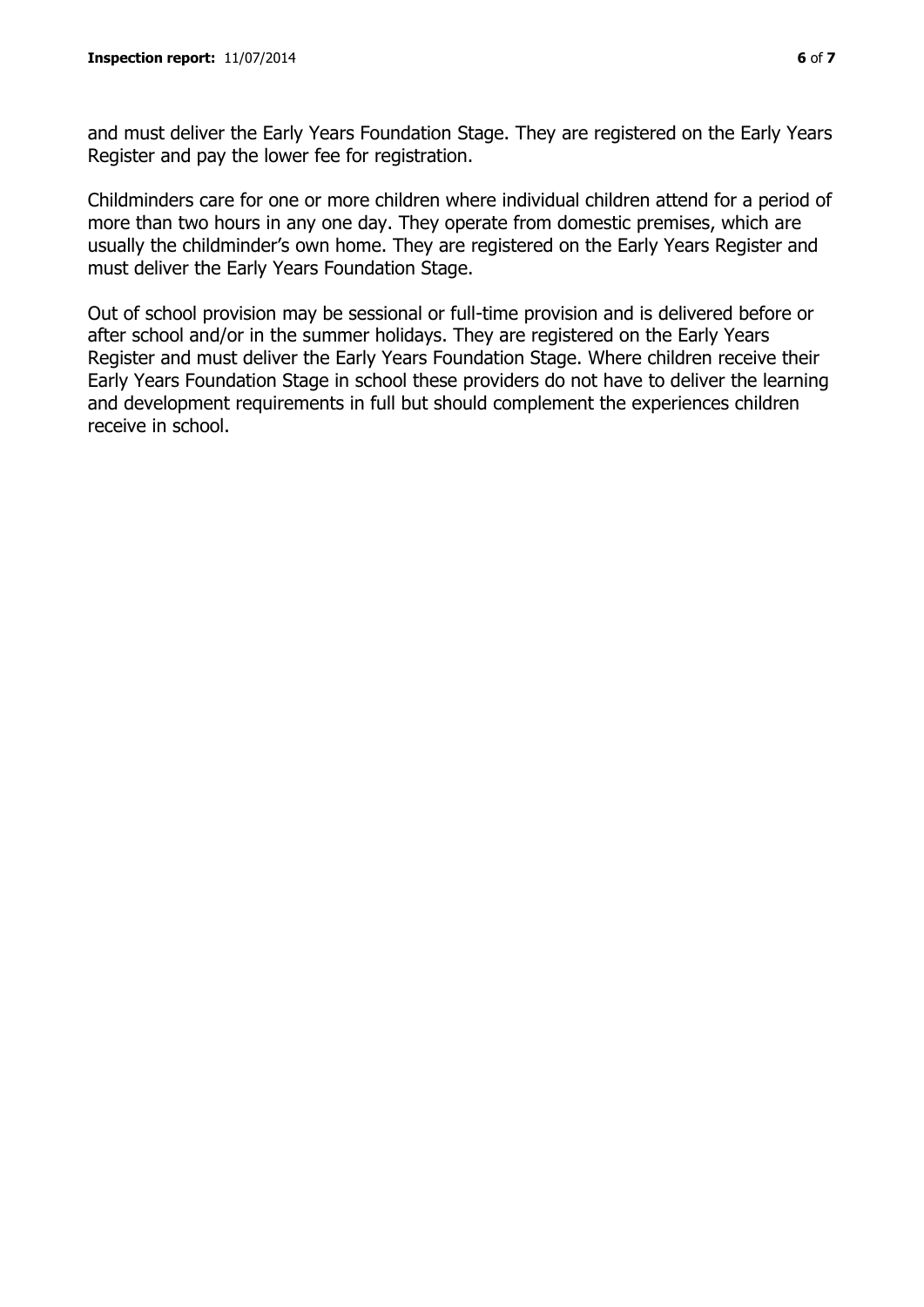and must deliver the Early Years Foundation Stage. They are registered on the Early Years Register and pay the lower fee for registration.

Childminders care for one or more children where individual children attend for a period of more than two hours in any one day. They operate from domestic premises, which are usually the childminder's own home. They are registered on the Early Years Register and must deliver the Early Years Foundation Stage.

Out of school provision may be sessional or full-time provision and is delivered before or after school and/or in the summer holidays. They are registered on the Early Years Register and must deliver the Early Years Foundation Stage. Where children receive their Early Years Foundation Stage in school these providers do not have to deliver the learning and development requirements in full but should complement the experiences children receive in school.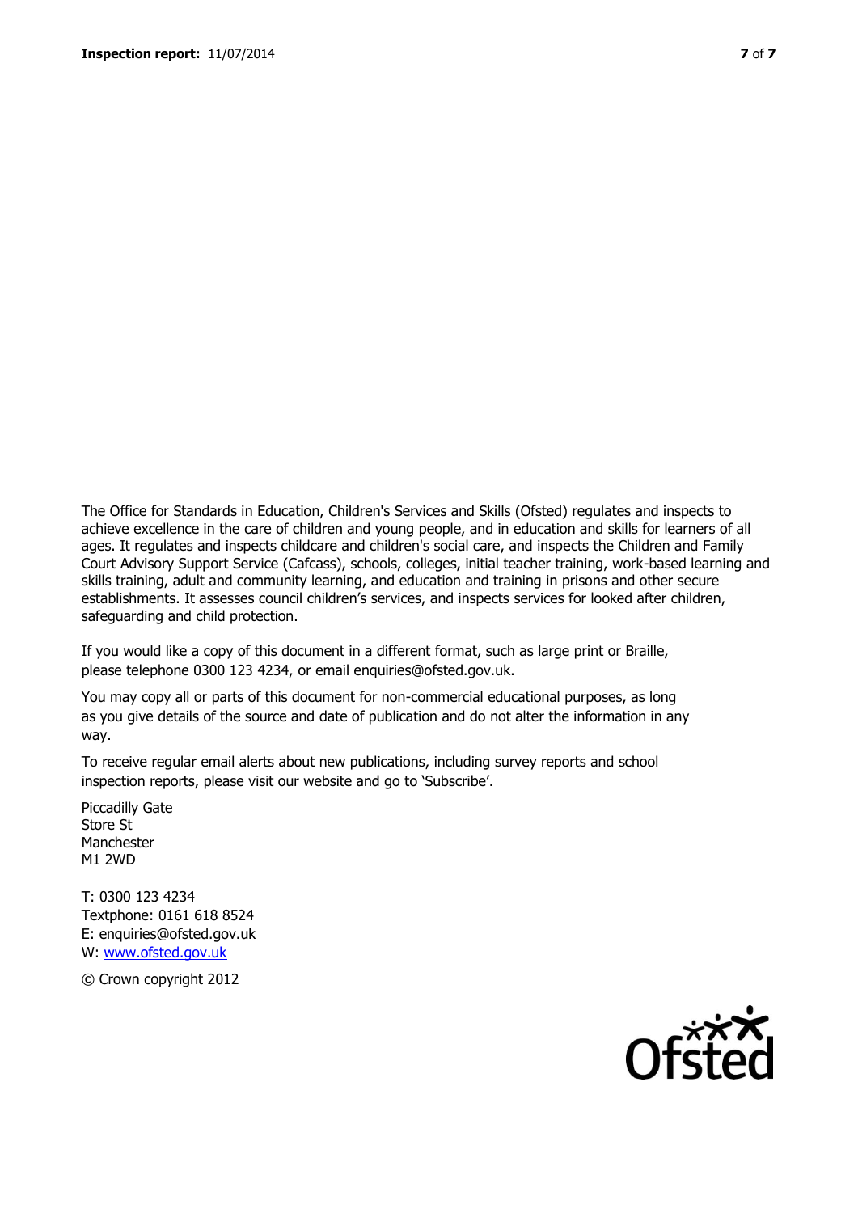The Office for Standards in Education, Children's Services and Skills (Ofsted) regulates and inspects to achieve excellence in the care of children and young people, and in education and skills for learners of all ages. It regulates and inspects childcare and children's social care, and inspects the Children and Family Court Advisory Support Service (Cafcass), schools, colleges, initial teacher training, work-based learning and skills training, adult and community learning, and education and training in prisons and other secure establishments. It assesses council children's services, and inspects services for looked after children, safeguarding and child protection.

If you would like a copy of this document in a different format, such as large print or Braille, please telephone 0300 123 4234, or email enquiries@ofsted.gov.uk.

You may copy all or parts of this document for non-commercial educational purposes, as long as you give details of the source and date of publication and do not alter the information in any way.

To receive regular email alerts about new publications, including survey reports and school inspection reports, please visit our website and go to 'Subscribe'.

Piccadilly Gate
Store St
Manchester
M1 2WD

T: 0300 123 4234
Textphone: 0161 618 8524
E: enquiries@ofsted.gov.uk
W: [www.ofsted.gov.uk](http://www.ofsted.gov.uk)

© Crown copyright 2012

Ofsted